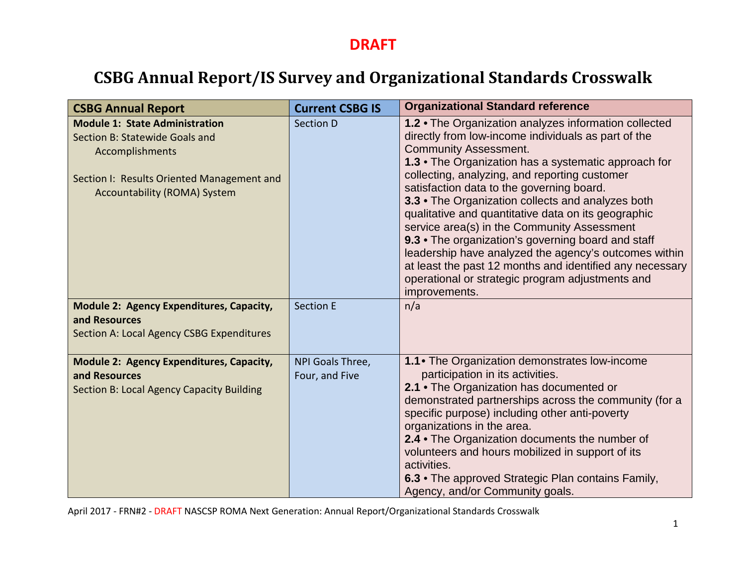**DRAFT**

# CSBG Annual Report/IS Survey and Organizational Standards Crosswalk

| CSBG Annual Report | Current CSBG IS | Organizational Standard reference |
|---|---|---|
| **Module 1: State Administration**<br>Section B: Statewide Goals and Accomplishments<br><br>Section I: Results Oriented Management and Accountability (ROMA) System | Section D | **1.2** • The Organization analyzes information collected directly from low-income individuals as part of the Community Assessment.<br>**1.3** • The Organization has a systematic approach for collecting, analyzing, and reporting customer satisfaction data to the governing board.<br>**3.3** • The Organization collects and analyzes both qualitative and quantitative data on its geographic service area(s) in the Community Assessment<br>**9.3** • The organization's governing board and staff leadership have analyzed the agency's outcomes within at least the past 12 months and identified any necessary operational or strategic program adjustments and improvements. |
| **Module 2: Agency Expenditures, Capacity, and Resources**<br>Section A: Local Agency CSBG Expenditures | Section E | n/a |
| **Module 2: Agency Expenditures, Capacity, and Resources**<br>Section B: Local Agency Capacity Building | NPI Goals Three, Four, and Five | **1.1**• The Organization demonstrates low-income participation in its activities.<br>**2.1** • The Organization has documented or demonstrated partnerships across the community (for a specific purpose) including other anti-poverty organizations in the area.<br>**2.4** • The Organization documents the number of volunteers and hours mobilized in support of its activities.<br>**6.3** • The approved Strategic Plan contains Family, Agency, and/or Community goals. |

April 2017 - FRN#2 - DRAFT NASCSP ROMA Next Generation: Annual Report/Organizational Standards Crosswalk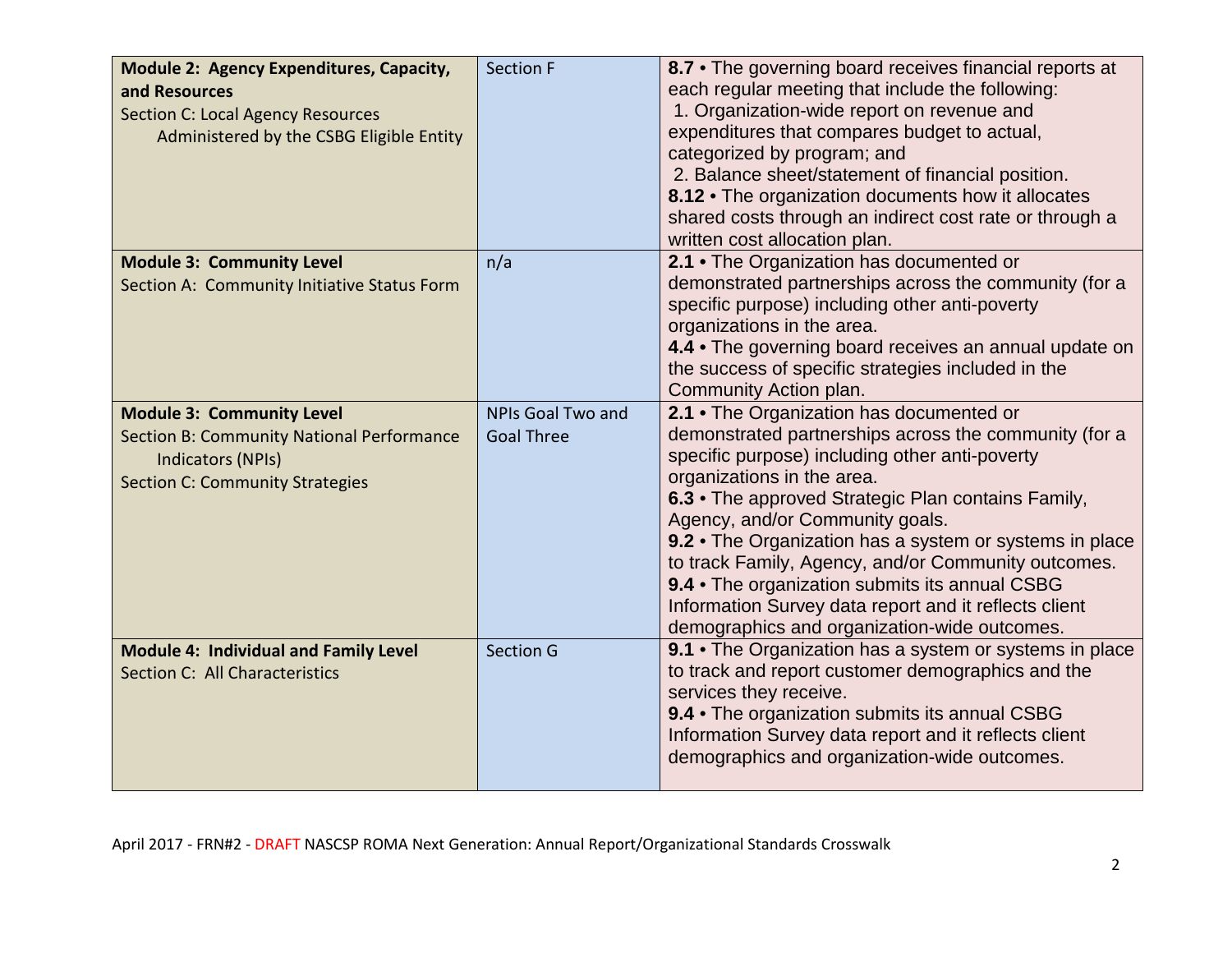| | | |
|---|---|---|
| **Module 2: Agency Expenditures, Capacity, and Resources**<br>Section C: Local Agency Resources Administered by the CSBG Eligible Entity | Section F | **8.7** • The governing board receives financial reports at each regular meeting that include the following:<br>1. Organization-wide report on revenue and expenditures that compares budget to actual, categorized by program; and<br>2. Balance sheet/statement of financial position.<br>**8.12** • The organization documents how it allocates shared costs through an indirect cost rate or through a written cost allocation plan. |
| **Module 3: Community Level**<br>Section A: Community Initiative Status Form | n/a | **2.1** • The Organization has documented or demonstrated partnerships across the community (for a specific purpose) including other anti-poverty organizations in the area.<br>**4.4** • The governing board receives an annual update on the success of specific strategies included in the Community Action plan. |
| **Module 3: Community Level**<br>Section B: Community National Performance Indicators (NPIs)<br>Section C: Community Strategies | NPIs Goal Two and Goal Three | **2.1** • The Organization has documented or demonstrated partnerships across the community (for a specific purpose) including other anti-poverty organizations in the area.<br>**6.3** • The approved Strategic Plan contains Family, Agency, and/or Community goals.<br>**9.2** • The Organization has a system or systems in place to track Family, Agency, and/or Community outcomes.<br>**9.4** • The organization submits its annual CSBG Information Survey data report and it reflects client demographics and organization-wide outcomes. |
| **Module 4: Individual and Family Level**<br>Section C: All Characteristics | Section G | **9.1** • The Organization has a system or systems in place to track and report customer demographics and the services they receive.<br>**9.4** • The organization submits its annual CSBG Information Survey data report and it reflects client demographics and organization-wide outcomes. |

April 2017 - FRN#2 - DRAFT NASCSP ROMA Next Generation: Annual Report/Organizational Standards Crosswalk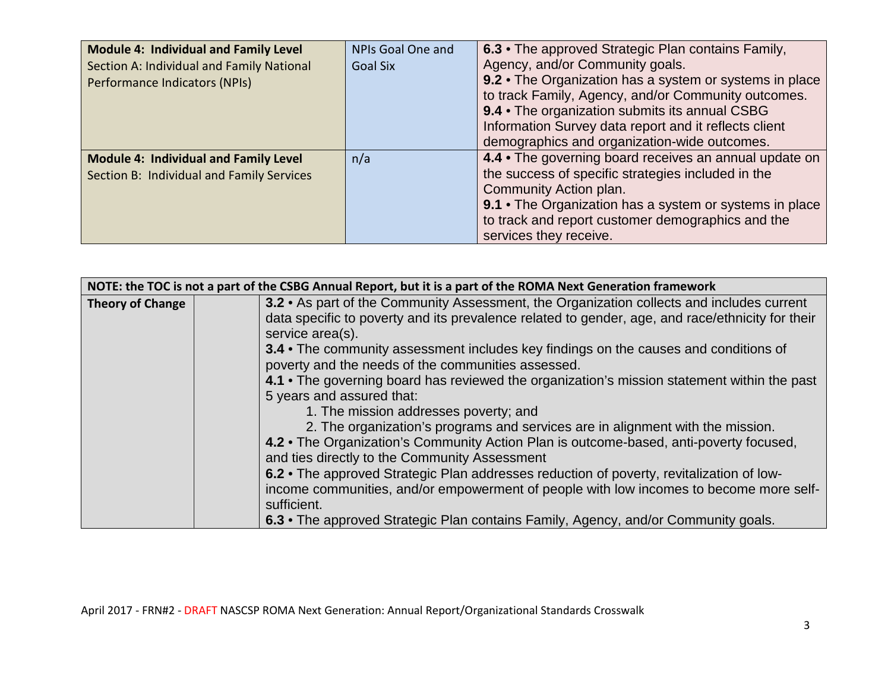| | | |
|---|---|---|
| **Module 4: Individual and Family Level** Section A: Individual and Family National Performance Indicators (NPIs) | NPIs Goal One and Goal Six | **6.3** • The approved Strategic Plan contains Family, Agency, and/or Community goals. **9.2** • The Organization has a system or systems in place to track Family, Agency, and/or Community outcomes. **9.4** • The organization submits its annual CSBG Information Survey data report and it reflects client demographics and organization-wide outcomes. |
| **Module 4: Individual and Family Level** Section B: Individual and Family Services | n/a | **4.4** • The governing board receives an annual update on the success of specific strategies included in the Community Action plan. **9.1** • The Organization has a system or systems in place to track and report customer demographics and the services they receive. |

| **NOTE: the TOC is not a part of the CSBG Annual Report, but it is a part of the ROMA Next Generation framework** | | |
|---|---|---|
| **Theory of Change** | | **3.2** • As part of the Community Assessment, the Organization collects and includes current data specific to poverty and its prevalence related to gender, age, and race/ethnicity for their service area(s). **3.4** • The community assessment includes key findings on the causes and conditions of poverty and the needs of the communities assessed. **4.1** • The governing board has reviewed the organization's mission statement within the past 5 years and assured that: 1. The mission addresses poverty; and 2. The organization's programs and services are in alignment with the mission. **4.2** • The Organization's Community Action Plan is outcome-based, anti-poverty focused, and ties directly to the Community Assessment **6.2** • The approved Strategic Plan addresses reduction of poverty, revitalization of low-income communities, and/or empowerment of people with low incomes to become more self-sufficient. **6.3** • The approved Strategic Plan contains Family, Agency, and/or Community goals. |

April 2017 - FRN#2 - DRAFT NASCSP ROMA Next Generation: Annual Report/Organizational Standards Crosswalk